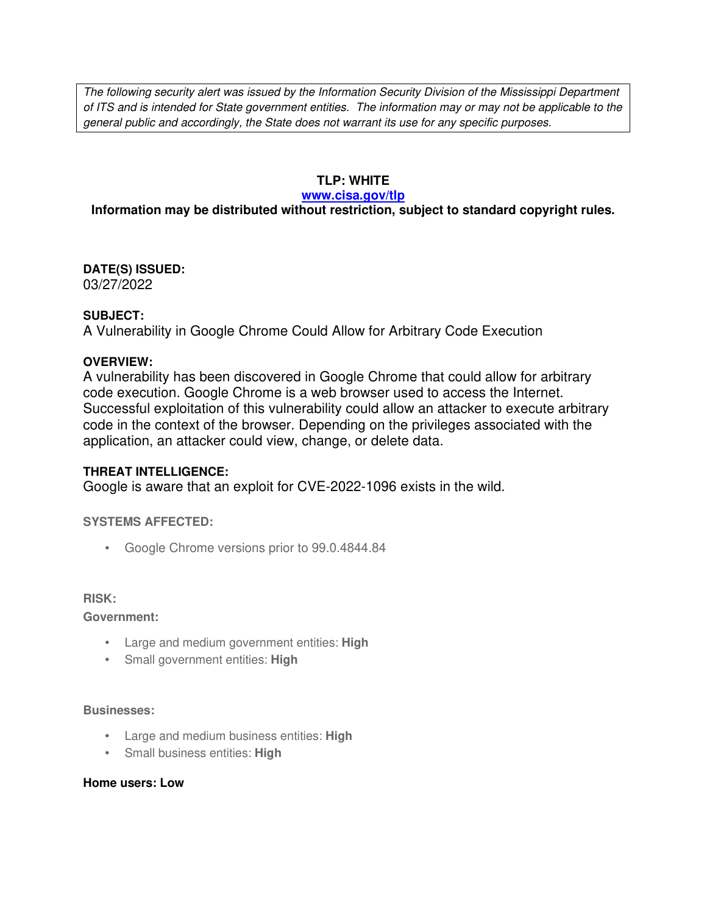*The following security alert was issued by the Information Security Division of the Mississippi Department of ITS and is intended for State government entities. The information may or may not be applicable to the general public and accordingly, the State does not warrant its use for any specific purposes.*

**TLP: WHITE**

**[www.cisa.gov/tlp](www.cisa.gov/tlp)**

**Information may be distributed without restriction, subject to standard copyright rules.**

**DATE(S) ISSUED:**
03/27/2022

**SUBJECT:**
A Vulnerability in Google Chrome Could Allow for Arbitrary Code Execution

**OVERVIEW:**
A vulnerability has been discovered in Google Chrome that could allow for arbitrary code execution. Google Chrome is a web browser used to access the Internet. Successful exploitation of this vulnerability could allow an attacker to execute arbitrary code in the context of the browser. Depending on the privileges associated with the application, an attacker could view, change, or delete data.

**THREAT INTELLIGENCE:**
Google is aware that an exploit for CVE-2022-1096 exists in the wild.

**SYSTEMS AFFECTED:**

- Google Chrome versions prior to 99.0.4844.84

**RISK:**

**Government:**

- Large and medium government entities: **High**
- Small government entities: **High**

**Businesses:**

- Large and medium business entities: **High**
- Small business entities: **High**

**Home users: Low**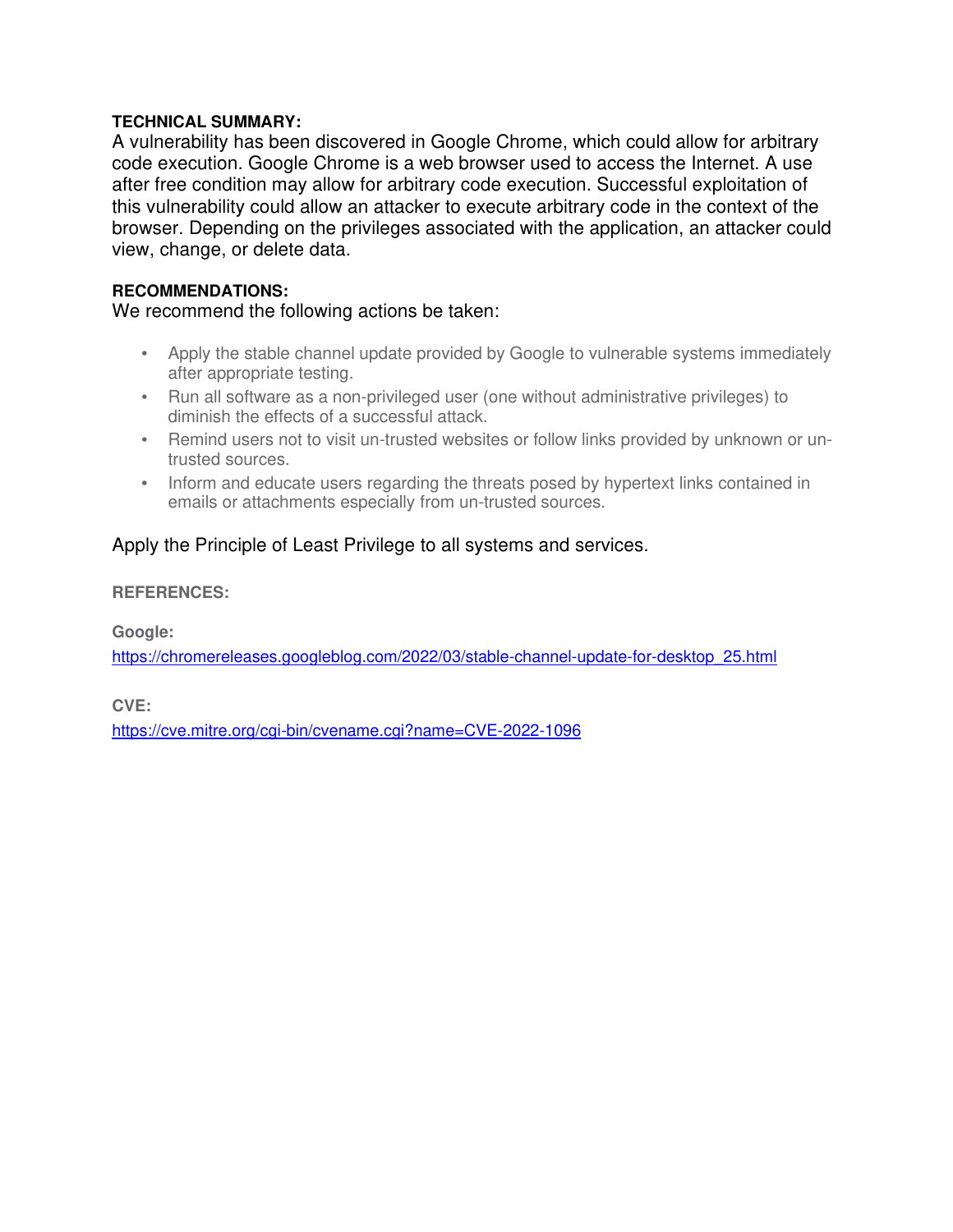**TECHNICAL SUMMARY:**

A vulnerability has been discovered in Google Chrome, which could allow for arbitrary code execution. Google Chrome is a web browser used to access the Internet. A use after free condition may allow for arbitrary code execution. Successful exploitation of this vulnerability could allow an attacker to execute arbitrary code in the context of the browser. Depending on the privileges associated with the application, an attacker could view, change, or delete data.

**RECOMMENDATIONS:**

We recommend the following actions be taken:

- Apply the stable channel update provided by Google to vulnerable systems immediately after appropriate testing.
- Run all software as a non-privileged user (one without administrative privileges) to diminish the effects of a successful attack.
- Remind users not to visit un-trusted websites or follow links provided by unknown or un-trusted sources.
- Inform and educate users regarding the threats posed by hypertext links contained in emails or attachments especially from un-trusted sources.

Apply the Principle of Least Privilege to all systems and services.

**REFERENCES:**

**Google:**

https://chromereleases.googleblog.com/2022/03/stable-channel-update-for-desktop_25.html

**CVE:**

https://cve.mitre.org/cgi-bin/cvename.cgi?name=CVE-2022-1096